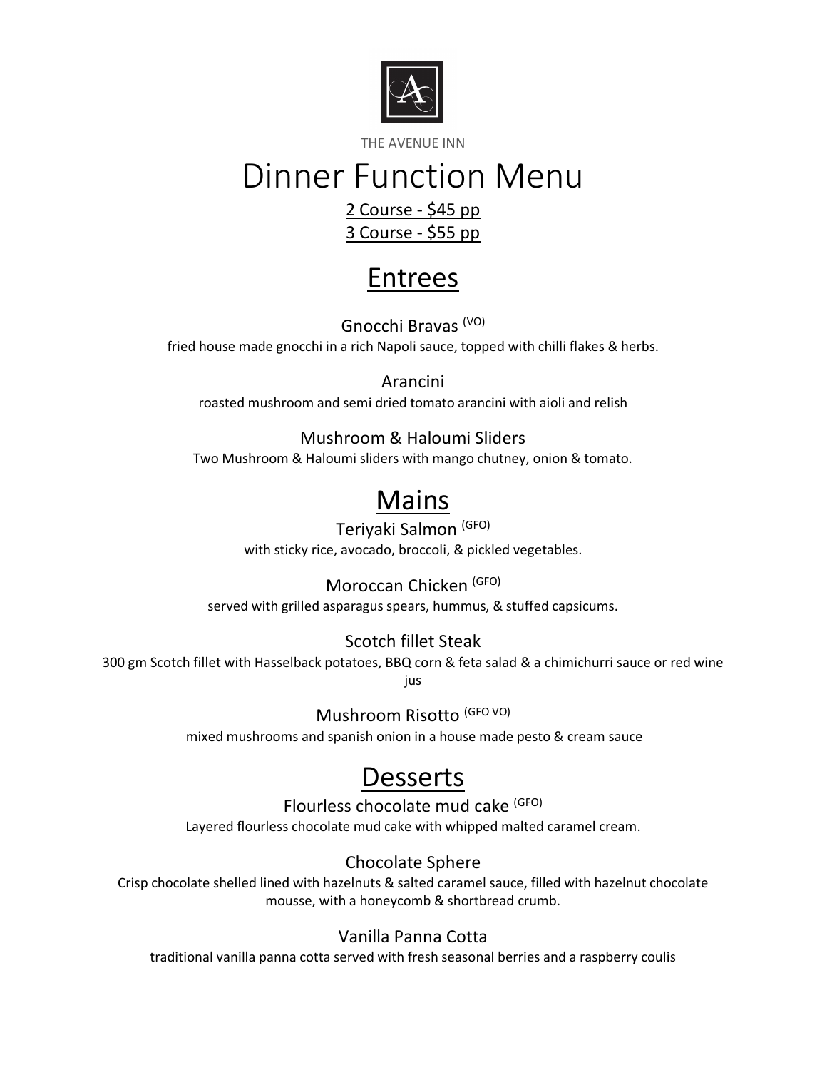THE AVENUE INN

# Dinner Function Menu

2 Course - $45 pp

3 Course - $55 pp

## Entrees

### Gnocchi Bravas (VO)

fried house made gnocchi in a rich Napoli sauce, topped with chilli flakes & herbs.

### Arancini

roasted mushroom and semi dried tomato arancini with aioli and relish

### Mushroom & Haloumi Sliders

Two Mushroom & Haloumi sliders with mango chutney, onion & tomato.

## Mains

### Teriyaki Salmon (GFO)

with sticky rice, avocado, broccoli, & pickled vegetables.

### Moroccan Chicken (GFO)

served with grilled asparagus spears, hummus, & stuffed capsicums.

### Scotch fillet Steak

300 gm Scotch fillet with Hasselback potatoes, BBQ corn & feta salad & a chimichurri sauce or red wine jus

### Mushroom Risotto (GFO VO)

mixed mushrooms and spanish onion in a house made pesto & cream sauce

## Desserts

### Flourless chocolate mud cake (GFO)

Layered flourless chocolate mud cake with whipped malted caramel cream.

### Chocolate Sphere

Crisp chocolate shelled lined with hazelnuts & salted caramel sauce, filled with hazelnut chocolate mousse, with a honeycomb & shortbread crumb.

### Vanilla Panna Cotta

traditional vanilla panna cotta served with fresh seasonal berries and a raspberry coulis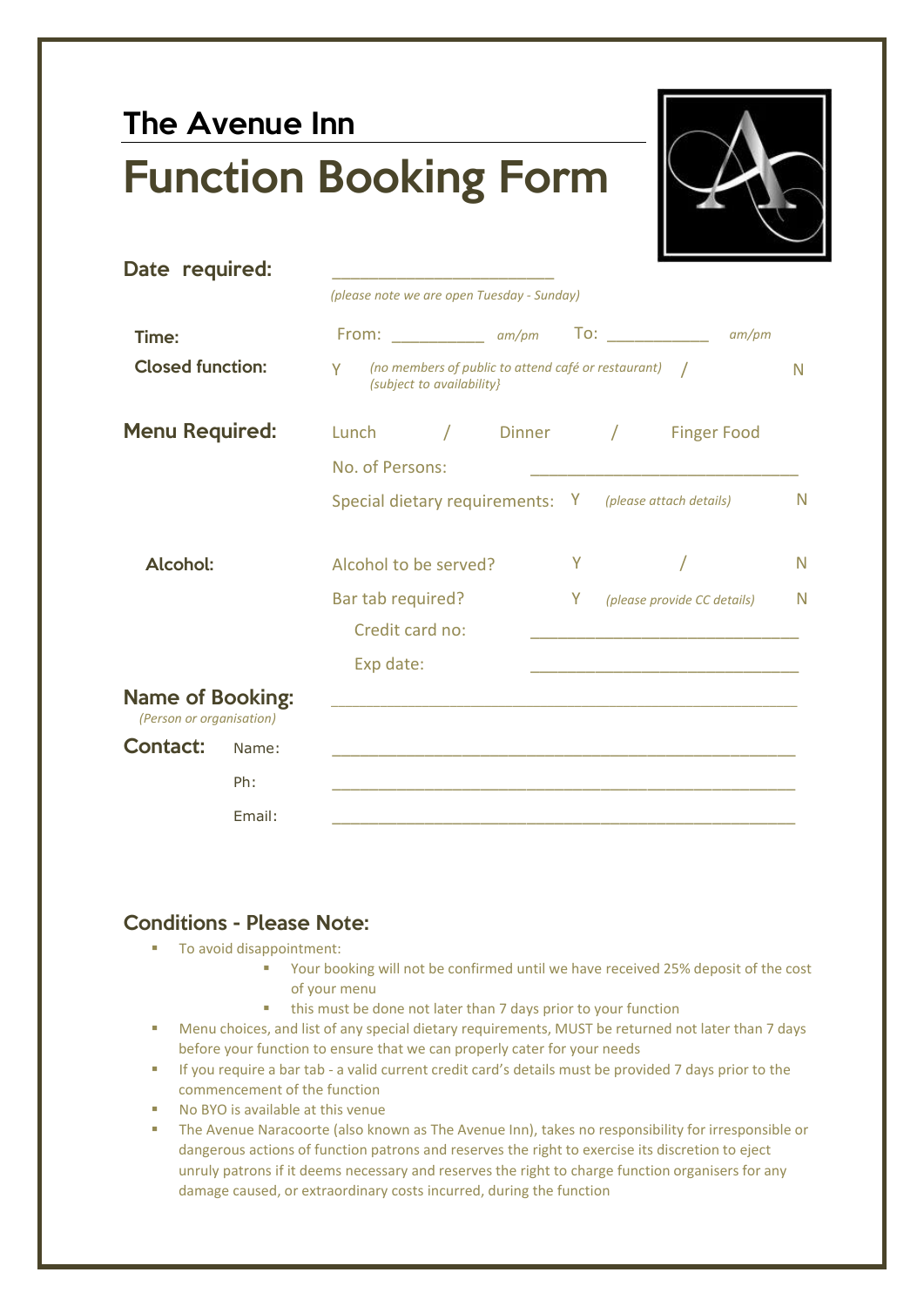The Avenue Inn

# Function Booking Form

**Date required:** ________________________

*(please note we are open Tuesday - Sunday)*

**Time:** From: __________ *am/pm* To: ___________ *am/pm*

**Closed function:** Y *(no members of public to attend café or restaurant) (subject to availability)* / N

**Menu Required:** Lunch / Dinner / Finger Food

No. of Persons: ____________________________

Special dietary requirements: Y *(please attach details)* N

**Alcohol:**

Alcohol to be served? Y / N

Bar tab required? Y *(please provide CC details)* N

Credit card no: ____________________________

Exp date: ____________________________

**Name of Booking:** ________________________________________________
*(Person or organisation)*

**Contact:**

Name: ________________________________________________

Ph: ________________________________________________

Email: ________________________________________________

## Conditions - Please Note:

- To avoid disappointment:
  - Your booking will not be confirmed until we have received 25% deposit of the cost of your menu
  - this must be done not later than 7 days prior to your function
- Menu choices, and list of any special dietary requirements, MUST be returned not later than 7 days before your function to ensure that we can properly cater for your needs
- If you require a bar tab - a valid current credit card's details must be provided 7 days prior to the commencement of the function
- No BYO is available at this venue
- The Avenue Naracoorte (also known as The Avenue Inn), takes no responsibility for irresponsible or dangerous actions of function patrons and reserves the right to exercise its discretion to eject unruly patrons if it deems necessary and reserves the right to charge function organisers for any damage caused, or extraordinary costs incurred, during the function